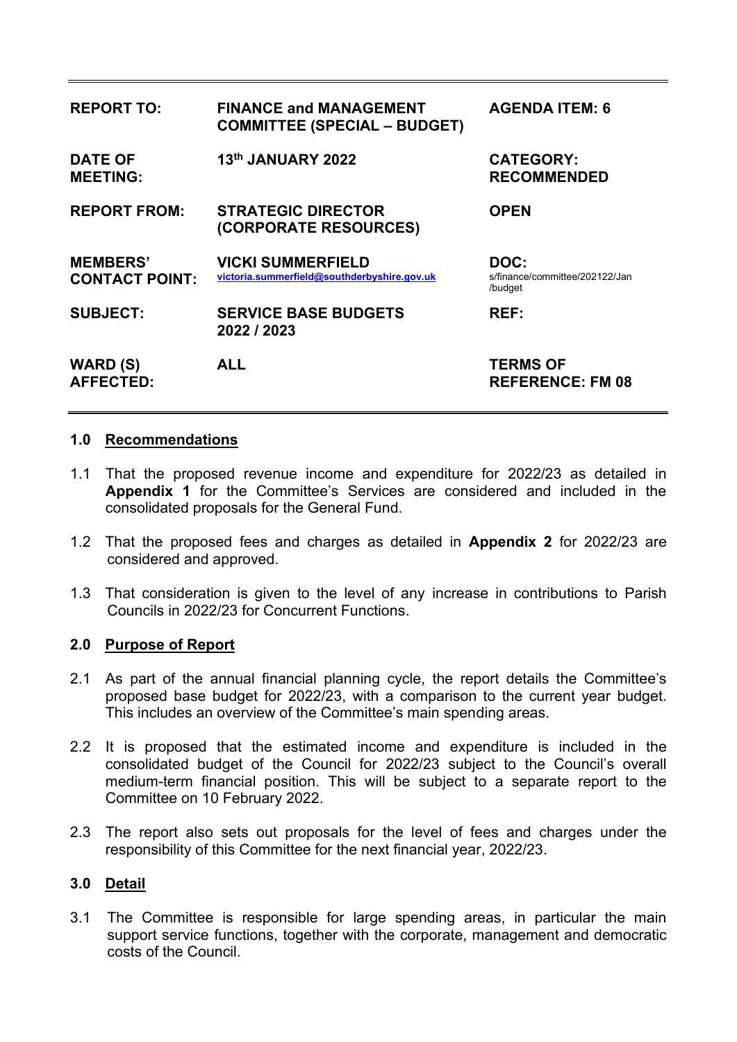| | | |
|---|---|---|
| **REPORT TO:** | **FINANCE and MANAGEMENT COMMITTEE (SPECIAL – BUDGET)** | **AGENDA ITEM: 6** |
| **DATE OF MEETING:** | **13th JANUARY 2022** | **CATEGORY: RECOMMENDED** |
| **REPORT FROM:** | **STRATEGIC DIRECTOR (CORPORATE RESOURCES)** | **OPEN** |
| **MEMBERS' CONTACT POINT:** | **VICKI SUMMERFIELD** victoria.summerfield@southderbyshire.gov.uk | **DOC:** s/finance/committee/202122/Jan/budget |
| **SUBJECT:** | **SERVICE BASE BUDGETS 2022 / 2023** | **REF:** |
| **WARD (S) AFFECTED:** | **ALL** | **TERMS OF REFERENCE: FM 08** |

## 1.0 Recommendations

1.1 That the proposed revenue income and expenditure for 2022/23 as detailed in **Appendix 1** for the Committee's Services are considered and included in the consolidated proposals for the General Fund.

1.2 That the proposed fees and charges as detailed in **Appendix 2** for 2022/23 are considered and approved.

1.3 That consideration is given to the level of any increase in contributions to Parish Councils in 2022/23 for Concurrent Functions.

## 2.0 Purpose of Report

2.1 As part of the annual financial planning cycle, the report details the Committee's proposed base budget for 2022/23, with a comparison to the current year budget. This includes an overview of the Committee's main spending areas.

2.2 It is proposed that the estimated income and expenditure is included in the consolidated budget of the Council for 2022/23 subject to the Council's overall medium-term financial position. This will be subject to a separate report to the Committee on 10 February 2022.

2.3 The report also sets out proposals for the level of fees and charges under the responsibility of this Committee for the next financial year, 2022/23.

## 3.0 Detail

3.1 The Committee is responsible for large spending areas, in particular the main support service functions, together with the corporate, management and democratic costs of the Council.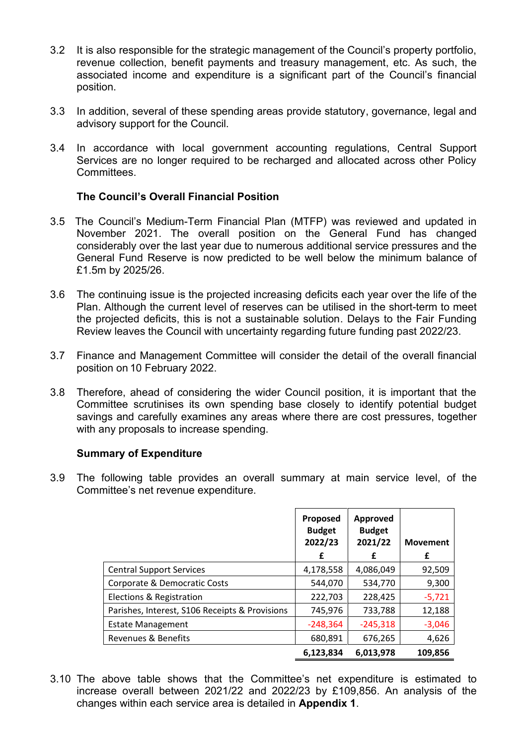3.2 It is also responsible for the strategic management of the Council's property portfolio, revenue collection, benefit payments and treasury management, etc. As such, the associated income and expenditure is a significant part of the Council's financial position.

3.3 In addition, several of these spending areas provide statutory, governance, legal and advisory support for the Council.

3.4 In accordance with local government accounting regulations, Central Support Services are no longer required to be recharged and allocated across other Policy Committees.

**The Council's Overall Financial Position**

3.5 The Council's Medium-Term Financial Plan (MTFP) was reviewed and updated in November 2021. The overall position on the General Fund has changed considerably over the last year due to numerous additional service pressures and the General Fund Reserve is now predicted to be well below the minimum balance of £1.5m by 2025/26.

3.6 The continuing issue is the projected increasing deficits each year over the life of the Plan. Although the current level of reserves can be utilised in the short-term to meet the projected deficits, this is not a sustainable solution. Delays to the Fair Funding Review leaves the Council with uncertainty regarding future funding past 2022/23.

3.7 Finance and Management Committee will consider the detail of the overall financial position on 10 February 2022.

3.8 Therefore, ahead of considering the wider Council position, it is important that the Committee scrutinises its own spending base closely to identify potential budget savings and carefully examines any areas where there are cost pressures, together with any proposals to increase spending.

**Summary of Expenditure**

3.9 The following table provides an overall summary at main service level, of the Committee's net revenue expenditure.

| | Proposed Budget 2022/23 £ | Approved Budget 2021/22 £ | Movement £ |
|---|---|---|---|
| Central Support Services | 4,178,558 | 4,086,049 | 92,509 |
| Corporate & Democratic Costs | 544,070 | 534,770 | 9,300 |
| Elections & Registration | 222,703 | 228,425 | -5,721 |
| Parishes, Interest, S106 Receipts & Provisions | 745,976 | 733,788 | 12,188 |
| Estate Management | -248,364 | -245,318 | -3,046 |
| Revenues & Benefits | 680,891 | 676,265 | 4,626 |
| | **6,123,834** | **6,013,978** | **109,856** |

3.10 The above table shows that the Committee's net expenditure is estimated to increase overall between 2021/22 and 2022/23 by £109,856. An analysis of the changes within each service area is detailed in **Appendix 1**.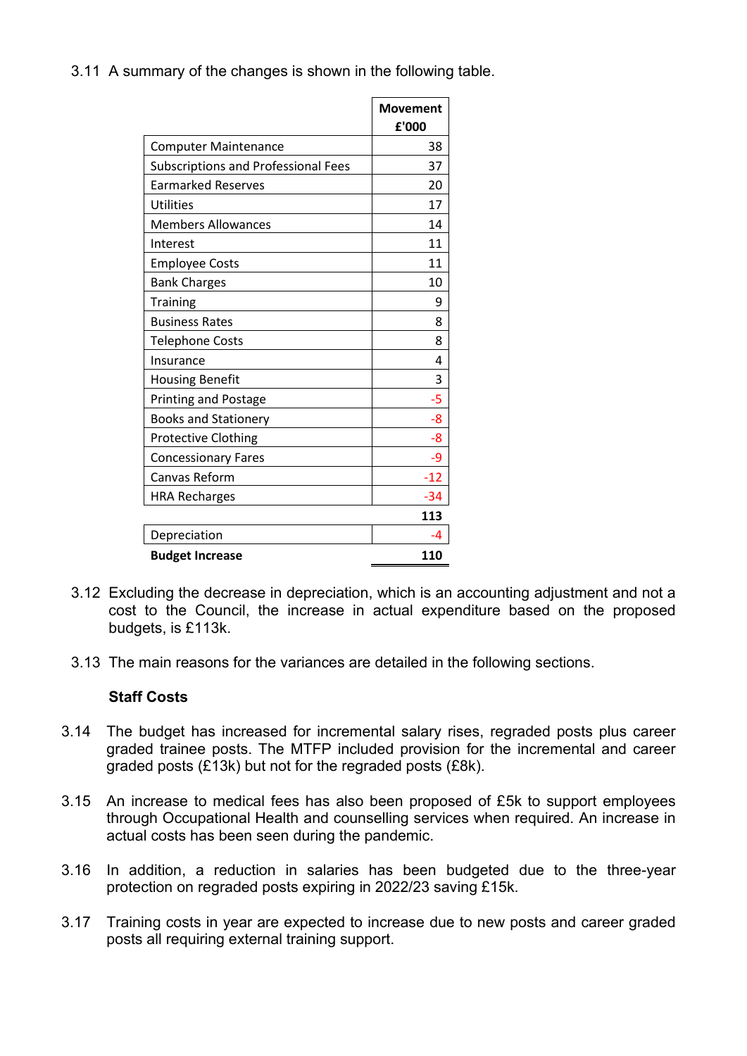3.11 A summary of the changes is shown in the following table.

| | Movement £'000 |
|---|---|
| Computer Maintenance | 38 |
| Subscriptions and Professional Fees | 37 |
| Earmarked Reserves | 20 |
| Utilities | 17 |
| Members Allowances | 14 |
| Interest | 11 |
| Employee Costs | 11 |
| Bank Charges | 10 |
| Training | 9 |
| Business Rates | 8 |
| Telephone Costs | 8 |
| Insurance | 4 |
| Housing Benefit | 3 |
| Printing and Postage | -5 |
| Books and Stationery | -8 |
| Protective Clothing | -8 |
| Concessionary Fares | -9 |
| Canvas Reform | -12 |
| HRA Recharges | -34 |
| | **113** |
| Depreciation | -4 |
| **Budget Increase** | **110** |

3.12 Excluding the decrease in depreciation, which is an accounting adjustment and not a cost to the Council, the increase in actual expenditure based on the proposed budgets, is £113k.

3.13 The main reasons for the variances are detailed in the following sections.

**Staff Costs**

3.14 The budget has increased for incremental salary rises, regraded posts plus career graded trainee posts. The MTFP included provision for the incremental and career graded posts (£13k) but not for the regraded posts (£8k).

3.15 An increase to medical fees has also been proposed of £5k to support employees through Occupational Health and counselling services when required. An increase in actual costs has been seen during the pandemic.

3.16 In addition, a reduction in salaries has been budgeted due to the three-year protection on regraded posts expiring in 2022/23 saving £15k.

3.17 Training costs in year are expected to increase due to new posts and career graded posts all requiring external training support.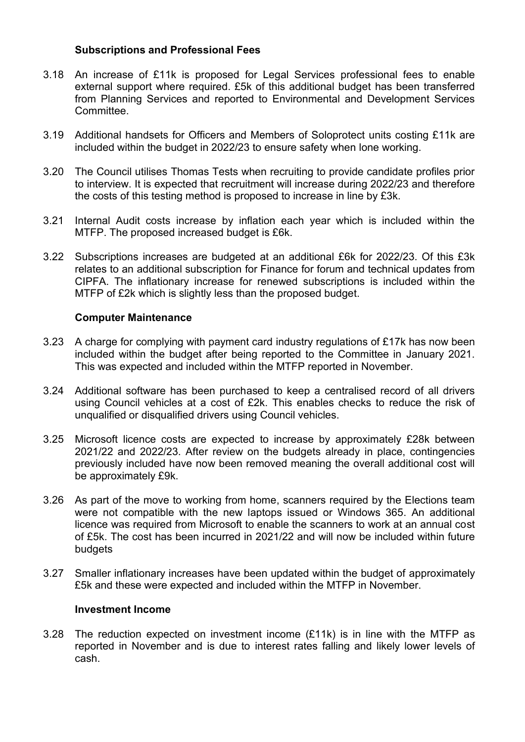**Subscriptions and Professional Fees**

3.18 An increase of £11k is proposed for Legal Services professional fees to enable external support where required. £5k of this additional budget has been transferred from Planning Services and reported to Environmental and Development Services Committee.

3.19 Additional handsets for Officers and Members of Soloprotect units costing £11k are included within the budget in 2022/23 to ensure safety when lone working.

3.20 The Council utilises Thomas Tests when recruiting to provide candidate profiles prior to interview. It is expected that recruitment will increase during 2022/23 and therefore the costs of this testing method is proposed to increase in line by £3k.

3.21 Internal Audit costs increase by inflation each year which is included within the MTFP. The proposed increased budget is £6k.

3.22 Subscriptions increases are budgeted at an additional £6k for 2022/23. Of this £3k relates to an additional subscription for Finance for forum and technical updates from CIPFA. The inflationary increase for renewed subscriptions is included within the MTFP of £2k which is slightly less than the proposed budget.

**Computer Maintenance**

3.23 A charge for complying with payment card industry regulations of £17k has now been included within the budget after being reported to the Committee in January 2021. This was expected and included within the MTFP reported in November.

3.24 Additional software has been purchased to keep a centralised record of all drivers using Council vehicles at a cost of £2k. This enables checks to reduce the risk of unqualified or disqualified drivers using Council vehicles.

3.25 Microsoft licence costs are expected to increase by approximately £28k between 2021/22 and 2022/23. After review on the budgets already in place, contingencies previously included have now been removed meaning the overall additional cost will be approximately £9k.

3.26 As part of the move to working from home, scanners required by the Elections team were not compatible with the new laptops issued or Windows 365. An additional licence was required from Microsoft to enable the scanners to work at an annual cost of £5k. The cost has been incurred in 2021/22 and will now be included within future budgets

3.27 Smaller inflationary increases have been updated within the budget of approximately £5k and these were expected and included within the MTFP in November.

**Investment Income**

3.28 The reduction expected on investment income (£11k) is in line with the MTFP as reported in November and is due to interest rates falling and likely lower levels of cash.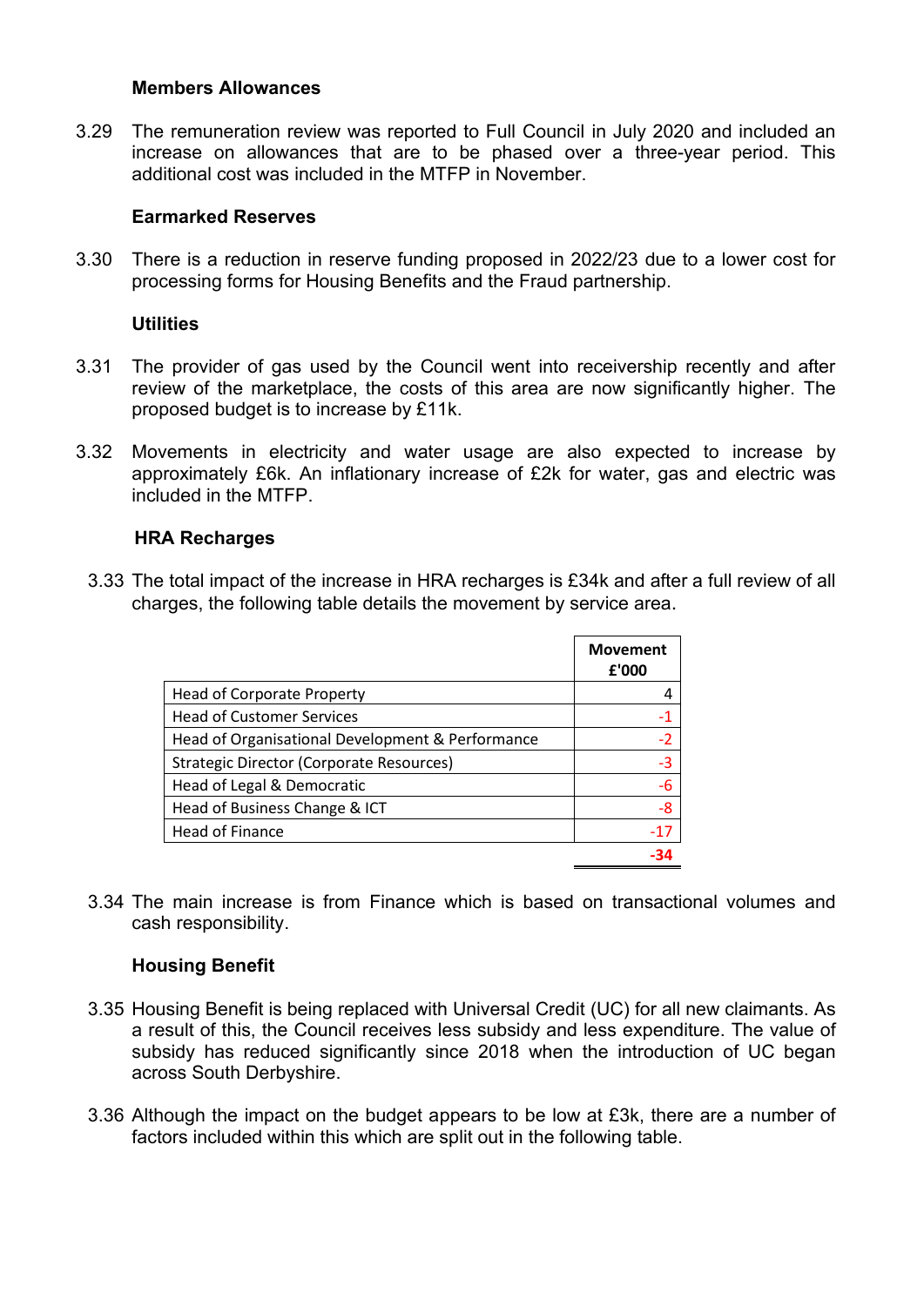### Members Allowances

3.29 The remuneration review was reported to Full Council in July 2020 and included an increase on allowances that are to be phased over a three-year period. This additional cost was included in the MTFP in November.

### Earmarked Reserves

3.30 There is a reduction in reserve funding proposed in 2022/23 due to a lower cost for processing forms for Housing Benefits and the Fraud partnership.

### Utilities

3.31 The provider of gas used by the Council went into receivership recently and after review of the marketplace, the costs of this area are now significantly higher. The proposed budget is to increase by £11k.

3.32 Movements in electricity and water usage are also expected to increase by approximately £6k. An inflationary increase of £2k for water, gas and electric was included in the MTFP.

### HRA Recharges

3.33 The total impact of the increase in HRA recharges is £34k and after a full review of all charges, the following table details the movement by service area.

| | Movement £'000 |
|---|---|
| Head of Corporate Property | 4 |
| Head of Customer Services | -1 |
| Head of Organisational Development & Performance | -2 |
| Strategic Director (Corporate Resources) | -3 |
| Head of Legal & Democratic | -6 |
| Head of Business Change & ICT | -8 |
| Head of Finance | -17 |
| | **-34** |

3.34 The main increase is from Finance which is based on transactional volumes and cash responsibility.

### Housing Benefit

3.35 Housing Benefit is being replaced with Universal Credit (UC) for all new claimants. As a result of this, the Council receives less subsidy and less expenditure. The value of subsidy has reduced significantly since 2018 when the introduction of UC began across South Derbyshire.

3.36 Although the impact on the budget appears to be low at £3k, there are a number of factors included within this which are split out in the following table.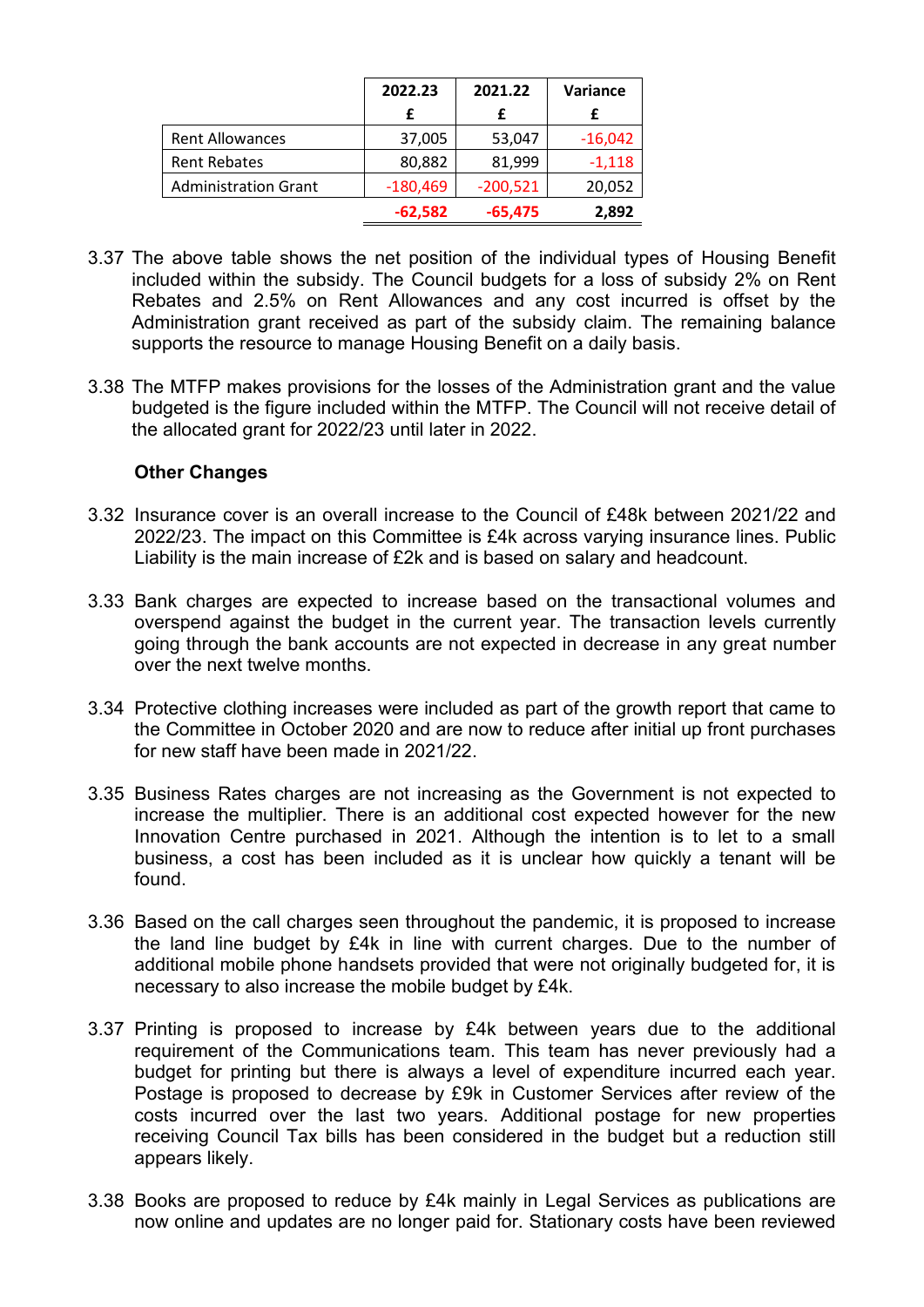| | 2022.23 | 2021.22 | Variance |
|---|---|---|---|
| | £ | £ | £ |
| Rent Allowances | 37,005 | 53,047 | -16,042 |
| Rent Rebates | 80,882 | 81,999 | -1,118 |
| Administration Grant | -180,469 | -200,521 | 20,052 |
| | **-62,582** | **-65,475** | **2,892** |

3.37 The above table shows the net position of the individual types of Housing Benefit included within the subsidy. The Council budgets for a loss of subsidy 2% on Rent Rebates and 2.5% on Rent Allowances and any cost incurred is offset by the Administration grant received as part of the subsidy claim. The remaining balance supports the resource to manage Housing Benefit on a daily basis.

3.38 The MTFP makes provisions for the losses of the Administration grant and the value budgeted is the figure included within the MTFP. The Council will not receive detail of the allocated grant for 2022/23 until later in 2022.

**Other Changes**

3.32 Insurance cover is an overall increase to the Council of £48k between 2021/22 and 2022/23. The impact on this Committee is £4k across varying insurance lines. Public Liability is the main increase of £2k and is based on salary and headcount.

3.33 Bank charges are expected to increase based on the transactional volumes and overspend against the budget in the current year. The transaction levels currently going through the bank accounts are not expected in decrease in any great number over the next twelve months.

3.34 Protective clothing increases were included as part of the growth report that came to the Committee in October 2020 and are now to reduce after initial up front purchases for new staff have been made in 2021/22.

3.35 Business Rates charges are not increasing as the Government is not expected to increase the multiplier. There is an additional cost expected however for the new Innovation Centre purchased in 2021. Although the intention is to let to a small business, a cost has been included as it is unclear how quickly a tenant will be found.

3.36 Based on the call charges seen throughout the pandemic, it is proposed to increase the land line budget by £4k in line with current charges. Due to the number of additional mobile phone handsets provided that were not originally budgeted for, it is necessary to also increase the mobile budget by £4k.

3.37 Printing is proposed to increase by £4k between years due to the additional requirement of the Communications team. This team has never previously had a budget for printing but there is always a level of expenditure incurred each year. Postage is proposed to decrease by £9k in Customer Services after review of the costs incurred over the last two years. Additional postage for new properties receiving Council Tax bills has been considered in the budget but a reduction still appears likely.

3.38 Books are proposed to reduce by £4k mainly in Legal Services as publications are now online and updates are no longer paid for. Stationary costs have been reviewed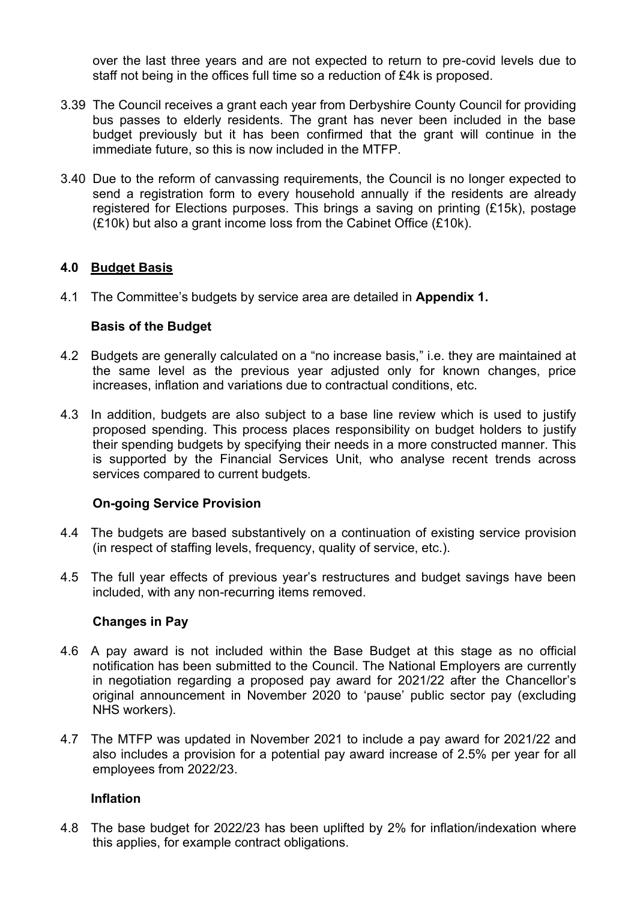over the last three years and are not expected to return to pre-covid levels due to staff not being in the offices full time so a reduction of £4k is proposed.

3.39 The Council receives a grant each year from Derbyshire County Council for providing bus passes to elderly residents. The grant has never been included in the base budget previously but it has been confirmed that the grant will continue in the immediate future, so this is now included in the MTFP.

3.40 Due to the reform of canvassing requirements, the Council is no longer expected to send a registration form to every household annually if the residents are already registered for Elections purposes. This brings a saving on printing (£15k), postage (£10k) but also a grant income loss from the Cabinet Office (£10k).

## 4.0 Budget Basis

4.1 The Committee's budgets by service area are detailed in **Appendix 1.**

### Basis of the Budget

4.2 Budgets are generally calculated on a "no increase basis," i.e. they are maintained at the same level as the previous year adjusted only for known changes, price increases, inflation and variations due to contractual conditions, etc.

4.3 In addition, budgets are also subject to a base line review which is used to justify proposed spending. This process places responsibility on budget holders to justify their spending budgets by specifying their needs in a more constructed manner. This is supported by the Financial Services Unit, who analyse recent trends across services compared to current budgets.

### On-going Service Provision

4.4 The budgets are based substantively on a continuation of existing service provision (in respect of staffing levels, frequency, quality of service, etc.).

4.5 The full year effects of previous year's restructures and budget savings have been included, with any non-recurring items removed.

### Changes in Pay

4.6 A pay award is not included within the Base Budget at this stage as no official notification has been submitted to the Council. The National Employers are currently in negotiation regarding a proposed pay award for 2021/22 after the Chancellor's original announcement in November 2020 to 'pause' public sector pay (excluding NHS workers).

4.7 The MTFP was updated in November 2021 to include a pay award for 2021/22 and also includes a provision for a potential pay award increase of 2.5% per year for all employees from 2022/23.

### Inflation

4.8 The base budget for 2022/23 has been uplifted by 2% for inflation/indexation where this applies, for example contract obligations.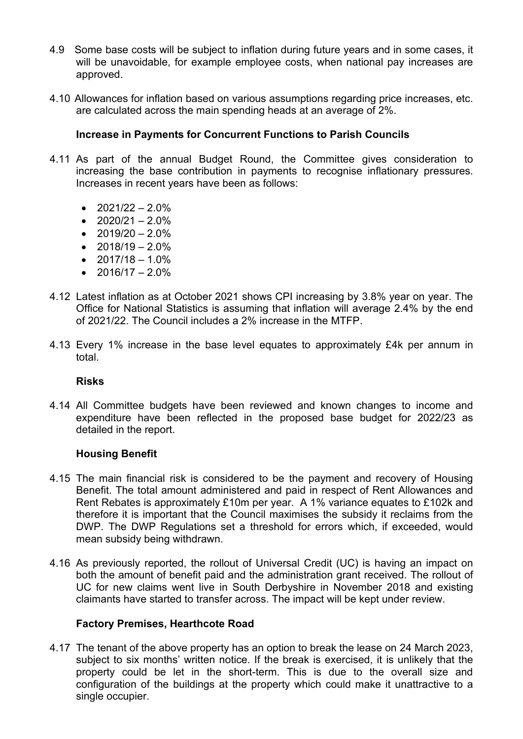4.9 Some base costs will be subject to inflation during future years and in some cases, it will be unavoidable, for example employee costs, when national pay increases are approved.

4.10 Allowances for inflation based on various assumptions regarding price increases, etc. are calculated across the main spending heads at an average of 2%.

**Increase in Payments for Concurrent Functions to Parish Councils**

4.11 As part of the annual Budget Round, the Committee gives consideration to increasing the base contribution in payments to recognise inflationary pressures. Increases in recent years have been as follows:

- 2021/22 – 2.0%
- 2020/21 – 2.0%
- 2019/20 – 2.0%
- 2018/19 – 2.0%
- 2017/18 – 1.0%
- 2016/17 – 2.0%

4.12 Latest inflation as at October 2021 shows CPI increasing by 3.8% year on year. The Office for National Statistics is assuming that inflation will average 2.4% by the end of 2021/22. The Council includes a 2% increase in the MTFP.

4.13 Every 1% increase in the base level equates to approximately £4k per annum in total.

**Risks**

4.14 All Committee budgets have been reviewed and known changes to income and expenditure have been reflected in the proposed base budget for 2022/23 as detailed in the report.

**Housing Benefit**

4.15 The main financial risk is considered to be the payment and recovery of Housing Benefit. The total amount administered and paid in respect of Rent Allowances and Rent Rebates is approximately £10m per year. A 1% variance equates to £102k and therefore it is important that the Council maximises the subsidy it reclaims from the DWP. The DWP Regulations set a threshold for errors which, if exceeded, would mean subsidy being withdrawn.

4.16 As previously reported, the rollout of Universal Credit (UC) is having an impact on both the amount of benefit paid and the administration grant received. The rollout of UC for new claims went live in South Derbyshire in November 2018 and existing claimants have started to transfer across. The impact will be kept under review.

**Factory Premises, Hearthcote Road**

4.17 The tenant of the above property has an option to break the lease on 24 March 2023, subject to six months' written notice. If the break is exercised, it is unlikely that the property could be let in the short-term. This is due to the overall size and configuration of the buildings at the property which could make it unattractive to a single occupier.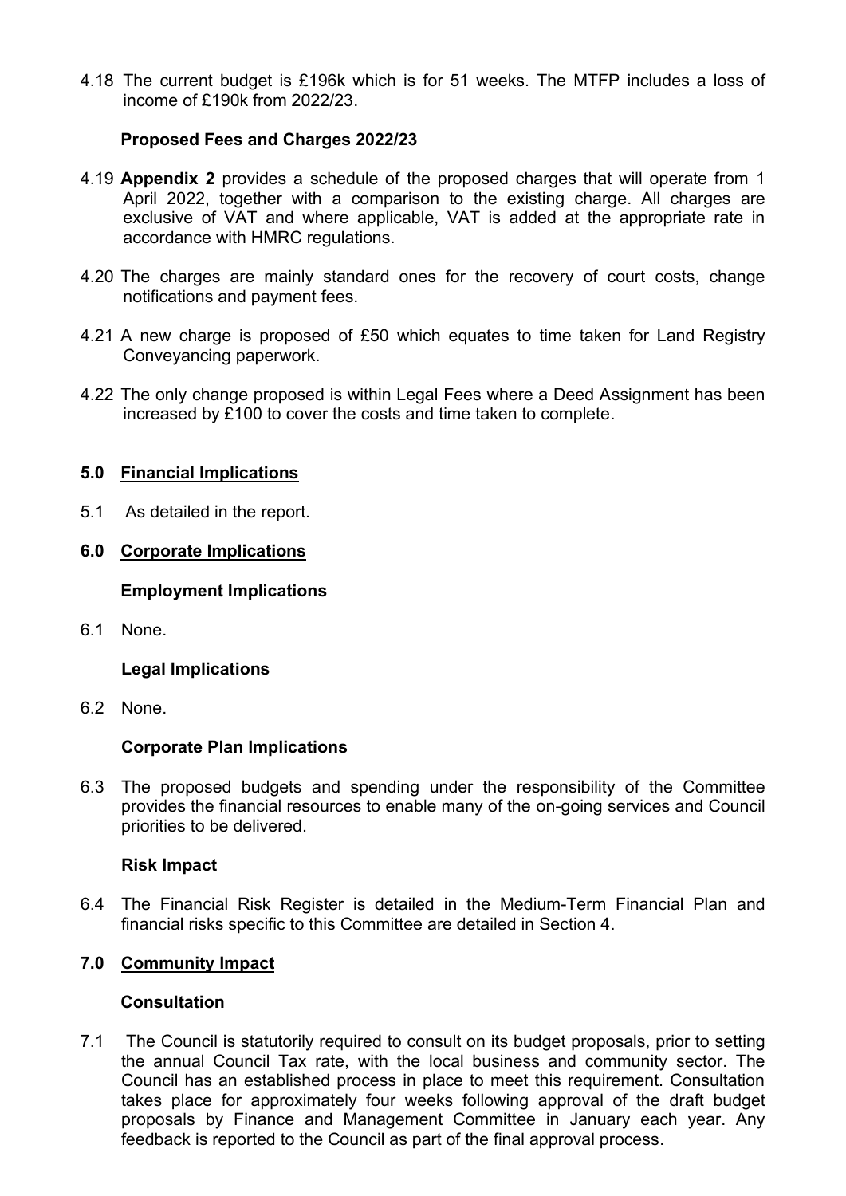4.18 The current budget is £196k which is for 51 weeks. The MTFP includes a loss of income of £190k from 2022/23.

**Proposed Fees and Charges 2022/23**

4.19 **Appendix 2** provides a schedule of the proposed charges that will operate from 1 April 2022, together with a comparison to the existing charge. All charges are exclusive of VAT and where applicable, VAT is added at the appropriate rate in accordance with HMRC regulations.

4.20 The charges are mainly standard ones for the recovery of court costs, change notifications and payment fees.

4.21 A new charge is proposed of £50 which equates to time taken for Land Registry Conveyancing paperwork.

4.22 The only change proposed is within Legal Fees where a Deed Assignment has been increased by £100 to cover the costs and time taken to complete.

## 5.0 Financial Implications

5.1 As detailed in the report.

## 6.0 Corporate Implications

**Employment Implications**

6.1 None.

**Legal Implications**

6.2 None.

**Corporate Plan Implications**

6.3 The proposed budgets and spending under the responsibility of the Committee provides the financial resources to enable many of the on-going services and Council priorities to be delivered.

**Risk Impact**

6.4 The Financial Risk Register is detailed in the Medium-Term Financial Plan and financial risks specific to this Committee are detailed in Section 4.

## 7.0 Community Impact

**Consultation**

7.1 The Council is statutorily required to consult on its budget proposals, prior to setting the annual Council Tax rate, with the local business and community sector. The Council has an established process in place to meet this requirement. Consultation takes place for approximately four weeks following approval of the draft budget proposals by Finance and Management Committee in January each year. Any feedback is reported to the Council as part of the final approval process.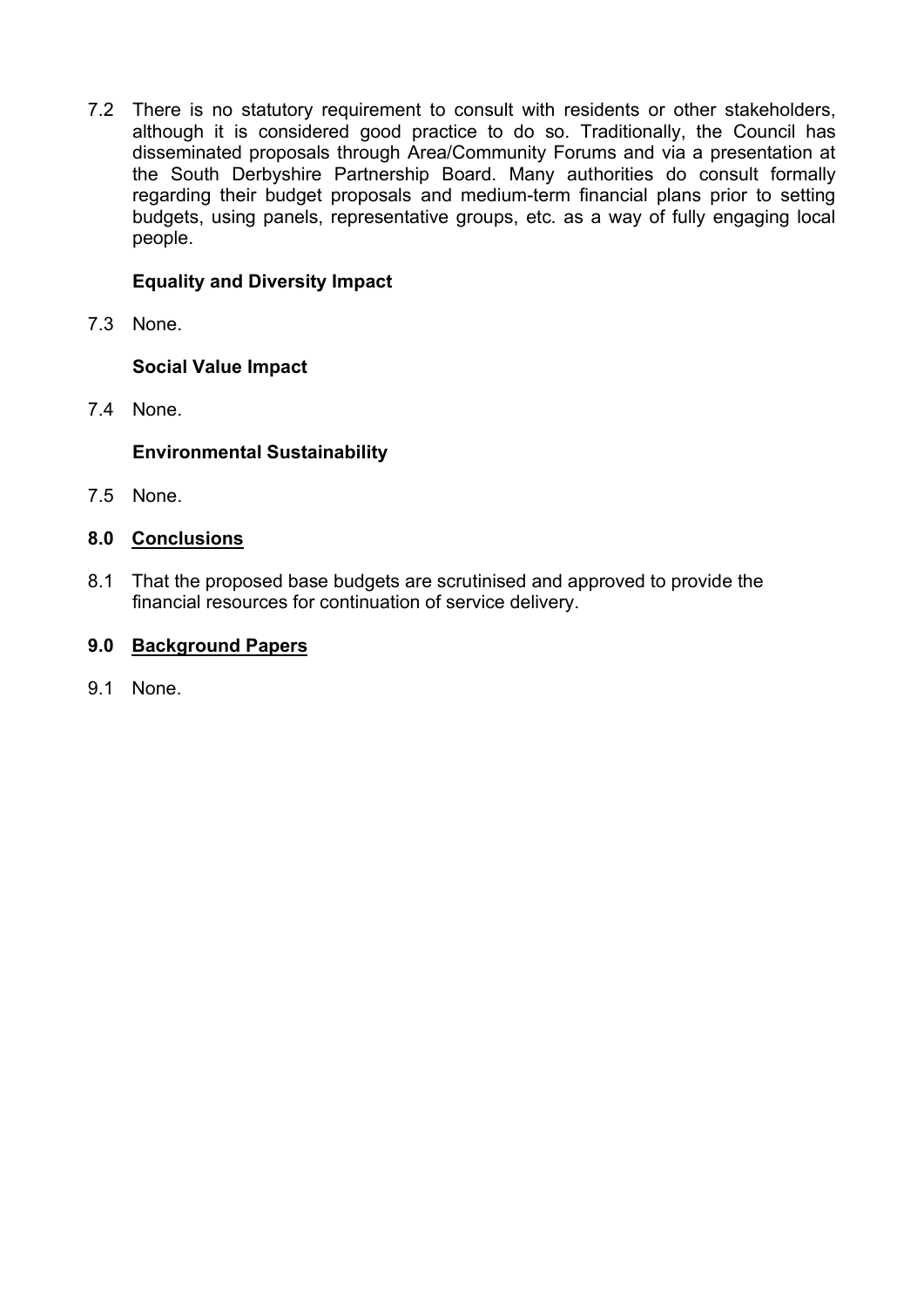7.2 There is no statutory requirement to consult with residents or other stakeholders, although it is considered good practice to do so. Traditionally, the Council has disseminated proposals through Area/Community Forums and via a presentation at the South Derbyshire Partnership Board. Many authorities do consult formally regarding their budget proposals and medium-term financial plans prior to setting budgets, using panels, representative groups, etc. as a way of fully engaging local people.

**Equality and Diversity Impact**

7.3 None.

**Social Value Impact**

7.4 None.

**Environmental Sustainability**

7.5 None.

## 8.0 Conclusions

8.1 That the proposed base budgets are scrutinised and approved to provide the financial resources for continuation of service delivery.

## 9.0 Background Papers

9.1 None.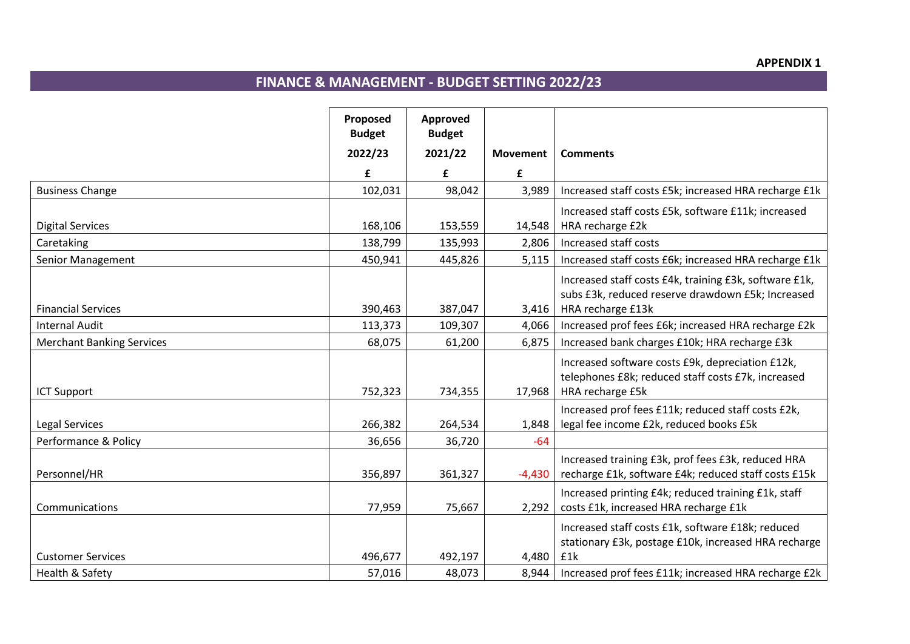**APPENDIX 1**

## FINANCE & MANAGEMENT - BUDGET SETTING 2022/23

| | Proposed Budget 2022/23 £ | Approved Budget 2021/22 £ | Movement £ | Comments |
|---|---|---|---|---|
| Business Change | 102,031 | 98,042 | 3,989 | Increased staff costs £5k; increased HRA recharge £1k |
| Digital Services | 168,106 | 153,559 | 14,548 | Increased staff costs £5k, software £11k; increased HRA recharge £2k |
| Caretaking | 138,799 | 135,993 | 2,806 | Increased staff costs |
| Senior Management | 450,941 | 445,826 | 5,115 | Increased staff costs £6k; increased HRA recharge £1k |
| Financial Services | 390,463 | 387,047 | 3,416 | Increased staff costs £4k, training £3k, software £1k, subs £3k, reduced reserve drawdown £5k; Increased HRA recharge £13k |
| Internal Audit | 113,373 | 109,307 | 4,066 | Increased prof fees £6k; increased HRA recharge £2k |
| Merchant Banking Services | 68,075 | 61,200 | 6,875 | Increased bank charges £10k; HRA recharge £3k |
| ICT Support | 752,323 | 734,355 | 17,968 | Increased software costs £9k, depreciation £12k, telephones £8k; reduced staff costs £7k, increased HRA recharge £5k |
| Legal Services | 266,382 | 264,534 | 1,848 | Increased prof fees £11k; reduced staff costs £2k, legal fee income £2k, reduced books £5k |
| Performance & Policy | 36,656 | 36,720 | -64 | |
| Personnel/HR | 356,897 | 361,327 | -4,430 | Increased training £3k, prof fees £3k, reduced HRA recharge £1k, software £4k; reduced staff costs £15k |
| Communications | 77,959 | 75,667 | 2,292 | Increased printing £4k; reduced training £1k, staff costs £1k, increased HRA recharge £1k |
| Customer Services | 496,677 | 492,197 | 4,480 | Increased staff costs £1k, software £18k; reduced stationary £3k, postage £10k, increased HRA recharge £1k |
| Health & Safety | 57,016 | 48,073 | 8,944 | Increased prof fees £11k; increased HRA recharge £2k |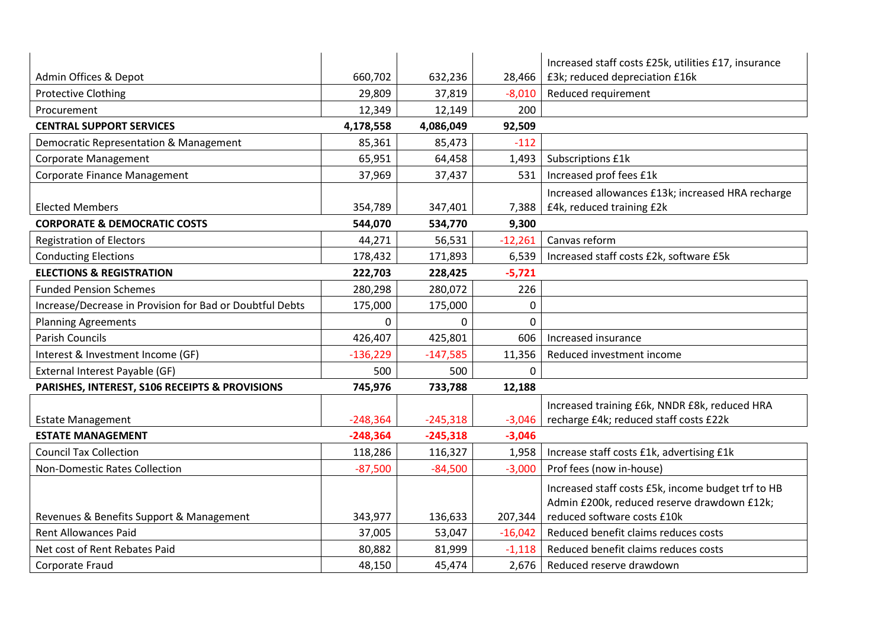| | | | | |
|---|---|---|---|---|
| Admin Offices & Depot | 660,702 | 632,236 | 28,466 | Increased staff costs £25k, utilities £17, insurance £3k; reduced depreciation £16k |
| Protective Clothing | 29,809 | 37,819 | -8,010 | Reduced requirement |
| Procurement | 12,349 | 12,149 | 200 | |
| **CENTRAL SUPPORT SERVICES** | **4,178,558** | **4,086,049** | **92,509** | |
| Democratic Representation & Management | 85,361 | 85,473 | -112 | |
| Corporate Management | 65,951 | 64,458 | 1,493 | Subscriptions £1k |
| Corporate Finance Management | 37,969 | 37,437 | 531 | Increased prof fees £1k |
| Elected Members | 354,789 | 347,401 | 7,388 | Increased allowances £13k; increased HRA recharge £4k, reduced training £2k |
| **CORPORATE & DEMOCRATIC COSTS** | **544,070** | **534,770** | **9,300** | |
| Registration of Electors | 44,271 | 56,531 | -12,261 | Canvas reform |
| Conducting Elections | 178,432 | 171,893 | 6,539 | Increased staff costs £2k, software £5k |
| **ELECTIONS & REGISTRATION** | **222,703** | **228,425** | **-5,721** | |
| Funded Pension Schemes | 280,298 | 280,072 | 226 | |
| Increase/Decrease in Provision for Bad or Doubtful Debts | 175,000 | 175,000 | 0 | |
| Planning Agreements | 0 | 0 | 0 | |
| Parish Councils | 426,407 | 425,801 | 606 | Increased insurance |
| Interest & Investment Income (GF) | -136,229 | -147,585 | 11,356 | Reduced investment income |
| External Interest Payable (GF) | 500 | 500 | 0 | |
| **PARISHES, INTEREST, S106 RECEIPTS & PROVISIONS** | **745,976** | **733,788** | **12,188** | |
| Estate Management | -248,364 | -245,318 | -3,046 | Increased training £6k, NNDR £8k, reduced HRA recharge £4k; reduced staff costs £22k |
| **ESTATE MANAGEMENT** | **-248,364** | **-245,318** | **-3,046** | |
| Council Tax Collection | 118,286 | 116,327 | 1,958 | Increase staff costs £1k, advertising £1k |
| Non-Domestic Rates Collection | -87,500 | -84,500 | -3,000 | Prof fees (now in-house) |
| Revenues & Benefits Support & Management | 343,977 | 136,633 | 207,344 | Increased staff costs £5k, income budget trf to HB Admin £200k, reduced reserve drawdown £12k; reduced software costs £10k |
| Rent Allowances Paid | 37,005 | 53,047 | -16,042 | Reduced benefit claims reduces costs |
| Net cost of Rent Rebates Paid | 80,882 | 81,999 | -1,118 | Reduced benefit claims reduces costs |
| Corporate Fraud | 48,150 | 45,474 | 2,676 | Reduced reserve drawdown |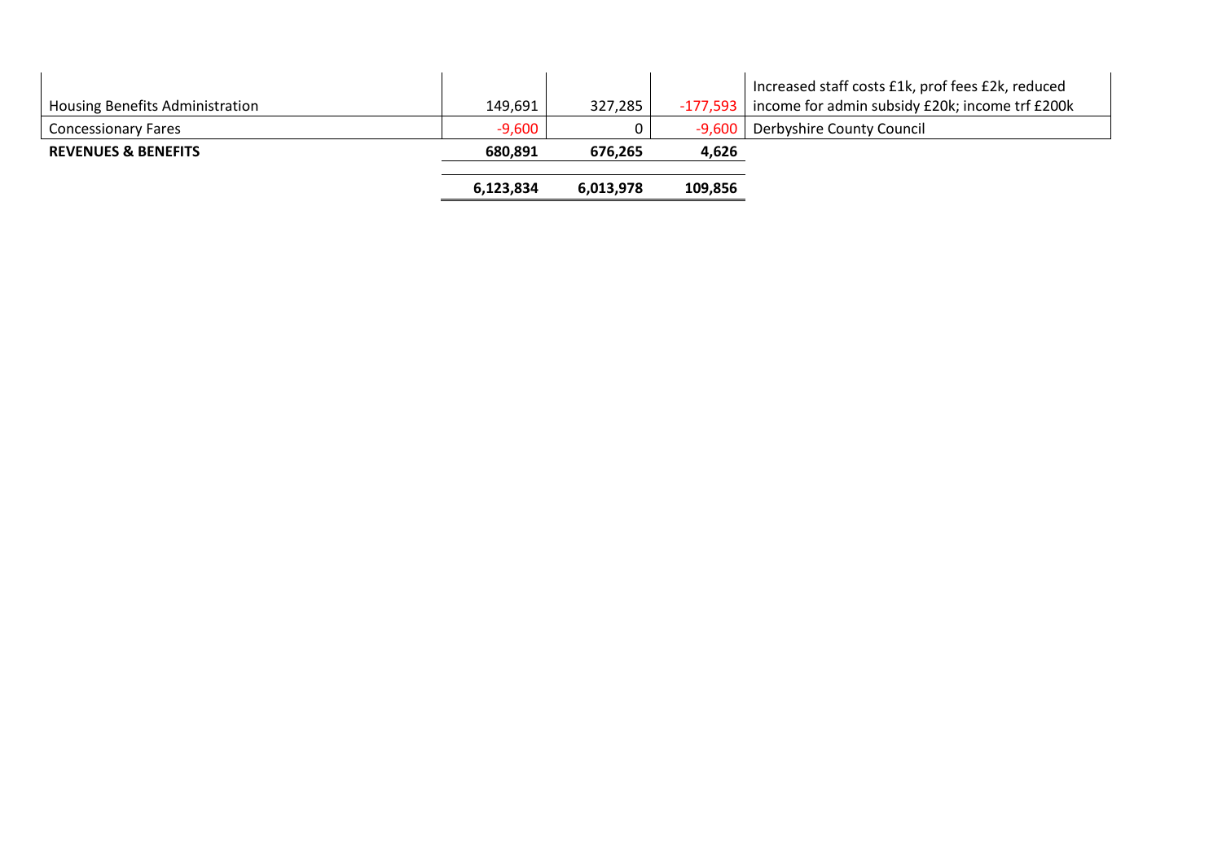| | | | | |
|---|---|---|---|---|
| Housing Benefits Administration | 149,691 | 327,285 | -177,593 | Increased staff costs £1k, prof fees £2k, reduced income for admin subsidy £20k; income trf £200k |
| Concessionary Fares | -9,600 | 0 | -9,600 | Derbyshire County Council |
| **REVENUES & BENEFITS** | **680,891** | **676,265** | **4,626** | |
| | **6,123,834** | **6,013,978** | **109,856** | |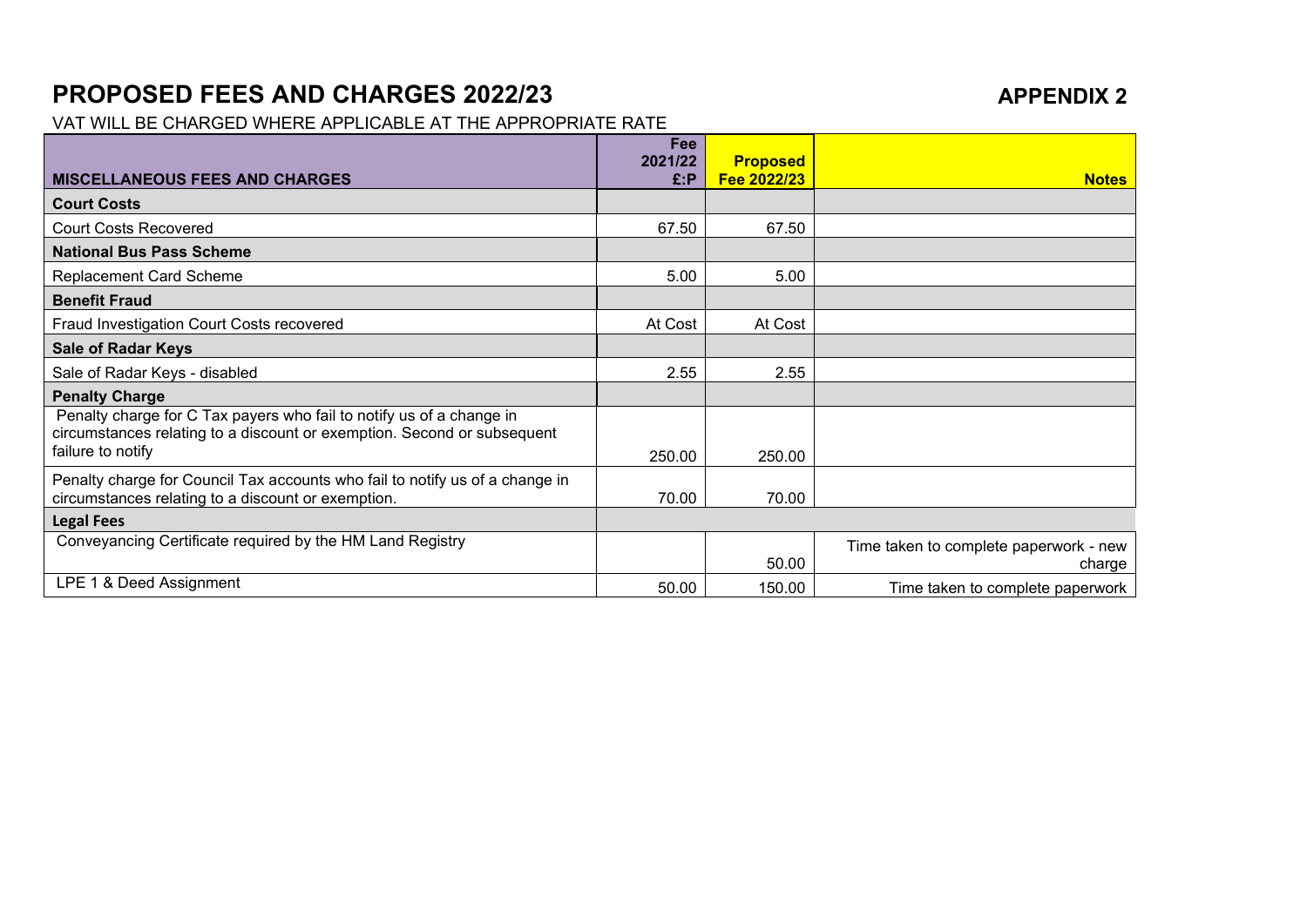# PROPOSED FEES AND CHARGES 2022/23

**APPENDIX 2**

VAT WILL BE CHARGED WHERE APPLICABLE AT THE APPROPRIATE RATE

| MISCELLANEOUS FEES AND CHARGES | Fee 2021/22 £:P | Proposed Fee 2022/23 | Notes |
|---|---|---|---|
| **Court Costs** | | | |
| Court Costs Recovered | 67.50 | 67.50 | |
| **National Bus Pass Scheme** | | | |
| Replacement Card Scheme | 5.00 | 5.00 | |
| **Benefit Fraud** | | | |
| Fraud Investigation Court Costs recovered | At Cost | At Cost | |
| **Sale of Radar Keys** | | | |
| Sale of Radar Keys - disabled | 2.55 | 2.55 | |
| **Penalty Charge** | | | |
| Penalty charge for C Tax payers who fail to notify us of a change in circumstances relating to a discount or exemption. Second or subsequent failure to notify | 250.00 | 250.00 | |
| Penalty charge for Council Tax accounts who fail to notify us of a change in circumstances relating to a discount or exemption. | 70.00 | 70.00 | |
| **Legal Fees** | | | |
| Conveyancing Certificate required by the HM Land Registry | | 50.00 | Time taken to complete paperwork - new charge |
| LPE 1 & Deed Assignment | 50.00 | 150.00 | Time taken to complete paperwork |